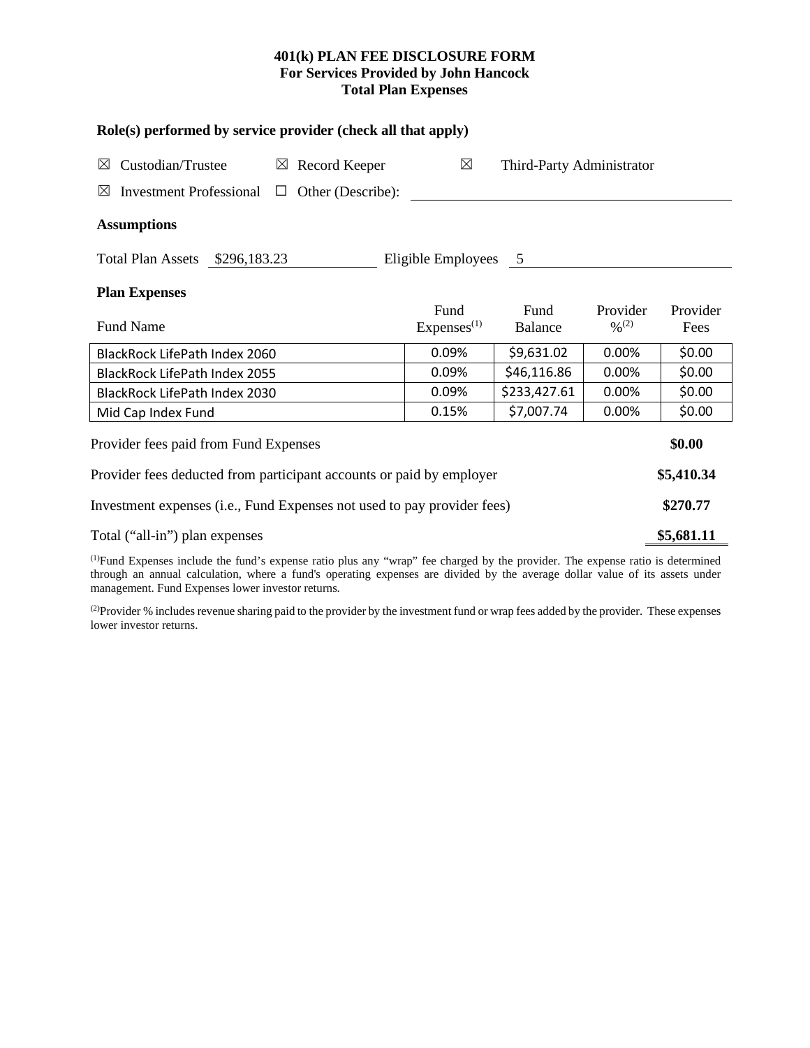# 401(k) PLAN FEE DISCLOSURE FORM
## For Services Provided by John Hancock
## Total Plan Expenses

**Role(s) performed by service provider (check all that apply)**

☒ Custodian/Trustee ☒ Record Keeper ☒ Third-Party Administrator

☒ Investment Professional ☐ Other (Describe): \_\_\_\_\_\_\_\_\_\_\_\_\_\_\_\_

**Assumptions**

Total Plan Assets $296,183.23 Eligible Employees 5

**Plan Expenses**

| Fund Name | Fund Expenses[1] | Fund Balance | Provider %[2] | Provider Fees |
|---|---|---|---|---|
| BlackRock LifePath Index 2060 | 0.09% | $9,631.02 | 0.00% | $0.00 |
| BlackRock LifePath Index 2055 | 0.09% | $46,116.86 | 0.00% | $0.00 |
| BlackRock LifePath Index 2030 | 0.09% | $233,427.61 | 0.00% | $0.00 |
| Mid Cap Index Fund | 0.15% | $7,007.74 | 0.00% | $0.00 |

| | |
|---|---|
| Provider fees paid from Fund Expenses | **$0.00** |
| Provider fees deducted from participant accounts or paid by employer | **$5,410.34** |
| Investment expenses (i.e., Fund Expenses not used to pay provider fees) | **$270.77** |
| Total ("all-in") plan expenses | **$5,681.11** |

[1]Fund Expenses include the fund's expense ratio plus any "wrap" fee charged by the provider. The expense ratio is determined through an annual calculation, where a fund's operating expenses are divided by the average dollar value of its assets under management. Fund Expenses lower investor returns.

[2]Provider % includes revenue sharing paid to the provider by the investment fund or wrap fees added by the provider. These expenses lower investor returns.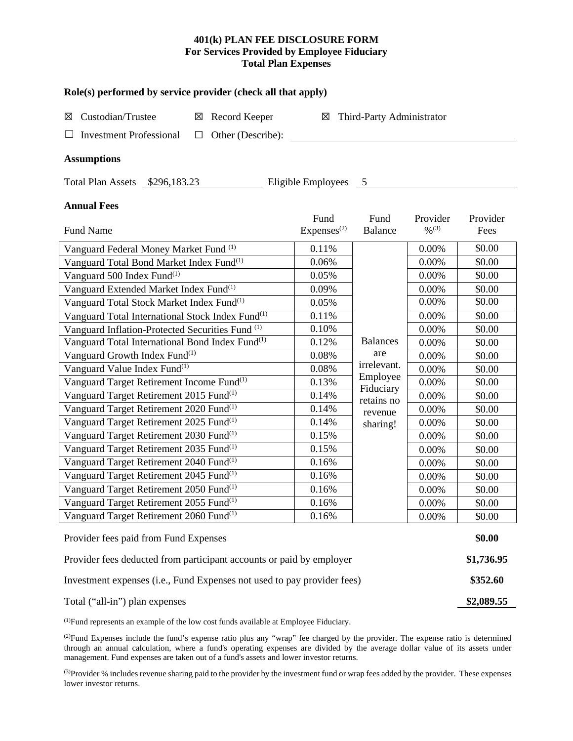# 401(k) PLAN FEE DISCLOSURE FORM
## For Services Provided by Employee Fiduciary
## Total Plan Expenses

### Role(s) performed by service provider (check all that apply)

☒ Custodian/Trustee ☒ Record Keeper ☒ Third-Party Administrator

☐ Investment Professional ☐ Other (Describe):

### Assumptions

Total Plan Assets $296,183.23 Eligible Employees 5

### Annual Fees

| Fund Name | Fund Expenses[2] | Fund Balance | Provider %[3] | Provider Fees |
|---|---|---|---|---|
| Vanguard Federal Money Market Fund [1] | 0.11% | Balances are irrelevant. Employee Fiduciary retains no revenue sharing! | 0.00% | $0.00 |
| Vanguard Total Bond Market Index Fund[1] | 0.06% | | 0.00% | $0.00 |
| Vanguard 500 Index Fund[1] | 0.05% | | 0.00% | $0.00 |
| Vanguard Extended Market Index Fund[1] | 0.09% | | 0.00% | $0.00 |
| Vanguard Total Stock Market Index Fund[1] | 0.05% | | 0.00% | $0.00 |
| Vanguard Total International Stock Index Fund[1] | 0.11% | | 0.00% | $0.00 |
| Vanguard Inflation-Protected Securities Fund [1] | 0.10% | | 0.00% | $0.00 |
| Vanguard Total International Bond Index Fund[1] | 0.12% | | 0.00% | $0.00 |
| Vanguard Growth Index Fund[1] | 0.08% | | 0.00% | $0.00 |
| Vanguard Value Index Fund[1] | 0.08% | | 0.00% | $0.00 |
| Vanguard Target Retirement Income Fund[1] | 0.13% | | 0.00% | $0.00 |
| Vanguard Target Retirement 2015 Fund[1] | 0.14% | | 0.00% | $0.00 |
| Vanguard Target Retirement 2020 Fund[1] | 0.14% | | 0.00% | $0.00 |
| Vanguard Target Retirement 2025 Fund[1] | 0.14% | | 0.00% | $0.00 |
| Vanguard Target Retirement 2030 Fund[1] | 0.15% | | 0.00% | $0.00 |
| Vanguard Target Retirement 2035 Fund[1] | 0.15% | | 0.00% | $0.00 |
| Vanguard Target Retirement 2040 Fund[1] | 0.16% | | 0.00% | $0.00 |
| Vanguard Target Retirement 2045 Fund[1] | 0.16% | | 0.00% | $0.00 |
| Vanguard Target Retirement 2050 Fund[1] | 0.16% | | 0.00% | $0.00 |
| Vanguard Target Retirement 2055 Fund[1] | 0.16% | | 0.00% | $0.00 |
| Vanguard Target Retirement 2060 Fund[1] | 0.16% | | 0.00% | $0.00 |

| | |
|---|---|
| Provider fees paid from Fund Expenses | **$0.00** |
| Provider fees deducted from participant accounts or paid by employer | **$1,736.95** |
| Investment expenses (i.e., Fund Expenses not used to pay provider fees) | **$352.60** |
| Total ("all-in") plan expenses | **$2,089.55** |

[1]Fund represents an example of the low cost funds available at Employee Fiduciary.

[2]Fund Expenses include the fund's expense ratio plus any "wrap" fee charged by the provider. The expense ratio is determined through an annual calculation, where a fund's operating expenses are divided by the average dollar value of its assets under management. Fund expenses are taken out of a fund's assets and lower investor returns.

[3]Provider % includes revenue sharing paid to the provider by the investment fund or wrap fees added by the provider. These expenses lower investor returns.